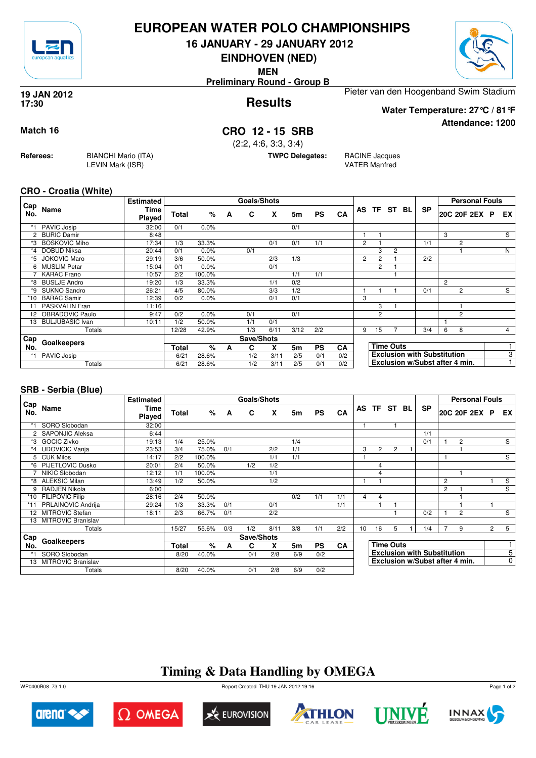# EUROPEAN WATER POLO CHAMPIONSHIPS

## 16 JANUARY - 29 JANUARY 2012

## EINDHOVEN (NED)

**MEN**

**Preliminary Round - Group B**

**19 JAN 2012**
**17:30**

## Results

Pieter van den Hoogenband Swim Stadium

**Water Temperature: 27°C / 81°F**

**Attendance: 1200**

**Match 16**

## CRO 12 - 15 SRB

(2:2, 4:6, 3:3, 3:4)

**Referees:** BIANCHI Mario (ITA), LEVIN Mark (ISR)

**TWPC Delegates:** RACINE Jacques, VATER Manfred

### CRO - Croatia (White)

| Cap No. | Name | Estimated Time Played | Goals/Shots Total | % | A | C | X | 5m | PS | CA | AS | TF | ST | BL | SP | 20C | 20F | 2EX | P | EX |
|---|---|---|---|---|---|---|---|---|---|---|---|---|---|---|---|---|---|---|---|---|
| *1 | PAVIC Josip | 32:00 | 0/1 | 0.0% | | | | 0/1 | | | | | | | | | | | | |
| 2 | BURIC Damir | 8:48 | | | | | | | | | 1 | 1 | | | | 3 | | | | S |
| *3 | BOSKOVIC Miho | 17:34 | 1/3 | 33.3% | | | 0/1 | 0/1 | 1/1 | | 2 | 1 | | | 1/1 | | 2 | | | |
| *4 | DOBUD Niksa | 20:44 | 0/1 | 0.0% | | 0/1 | | | | | | 3 | 2 | | | | 1 | | | N |
| *5 | JOKOVIC Maro | 29:19 | 3/6 | 50.0% | | | 2/3 | 1/3 | | | 2 | 2 | 1 | | 2/2 | | | | | |
| 6 | MUSLIM Petar | 15:04 | 0/1 | 0.0% | | | 0/1 | | | | | 2 | 1 | | | | | | | |
| 7 | KARAC Frano | 10:57 | 2/2 | 100.0% | | | | 1/1 | 1/1 | | | | 1 | | | | | | | |
| *8 | BUSLJE Andro | 19:20 | 1/3 | 33.3% | | | 1/1 | 0/2 | | | | | | | | 2 | | | | |
| *9 | SUKNO Sandro | 26:21 | 4/5 | 80.0% | | | 3/3 | 1/2 | | | 1 | 1 | 1 | | 0/1 | | 2 | | | S |
| *10 | BARAC Samir | 12:39 | 0/2 | 0.0% | | | 0/1 | 0/1 | | | 3 | | | | | | | | | |
| 11 | PASKVALIN Fran | 11:16 | | | | | | | | | | 3 | 1 | | | | 1 | | | |
| 12 | OBRADOVIC Paulo | 9:47 | 0/2 | 0.0% | | 0/1 | | 0/1 | | | | 2 | | | | | 2 | | | |
| 13 | BULJUBASIC Ivan | 10:11 | 1/2 | 50.0% | | 1/1 | 0/1 | | | | | | | | | 1 | | | | |
| | Totals | | 12/28 | 42.9% | | 1/3 | 6/11 | 3/12 | 2/2 | | 9 | 15 | 7 | | 3/4 | 6 | 8 | | | 4 |

| Cap No. | Goalkeepers | Save/Shots Total | % | A | C | X | 5m | PS | CA |
|---|---|---|---|---|---|---|---|---|---|
| *1 | PAVIC Josip | 6/21 | 28.6% | | 1/2 | 3/11 | 2/5 | 0/1 | 0/2 |
| | Totals | 6/21 | 28.6% | | 1/2 | 3/11 | 2/5 | 0/1 | 0/2 |

| | |
|---|---|
| Time Outs | 1 |
| Exclusion with Substitution | 3 |
| Exclusion w/Subst after 4 min. | 1 |

### SRB - Serbia (Blue)

| Cap No. | Name | Estimated Time Played | Goals/Shots Total | % | A | C | X | 5m | PS | CA | AS | TF | ST | BL | SP | 20C | 20F | 2EX | P | EX |
|---|---|---|---|---|---|---|---|---|---|---|---|---|---|---|---|---|---|---|---|---|
| *1 | SORO Slobodan | 32:00 | | | | | | | | | 1 | | 1 | | | | | | | |
| 2 | SAPONJIC Aleksa | 6:44 | | | | | | | | | | | | | 1/1 | | | | | |
| *3 | GOCIC Zivko | 19:13 | 1/4 | 25.0% | | | | 1/4 | | | | | | | 0/1 | 1 | 2 | | | S |
| *4 | UDOVICIC Vanja | 23:53 | 3/4 | 75.0% | 0/1 | | 2/2 | 1/1 | | | 3 | 2 | 2 | 1 | | | 1 | | | |
| 5 | CUK Milos | 14:17 | 2/2 | 100.0% | | | 1/1 | 1/1 | | | 1 | | | | | 1 | | | | S |
| *6 | PIJETLOVIC Dusko | 20:01 | 2/4 | 50.0% | | 1/2 | 1/2 | | | | | 4 | | | | | | | | |
| 7 | NIKIC Slobodan | 12:12 | 1/1 | 100.0% | | | 1/1 | | | | | 4 | | | | | 1 | | | |
| *8 | ALEKSIC Milan | 13:49 | 1/2 | 50.0% | | | 1/2 | | | | 1 | 1 | | | | 2 | | | 1 | S |
| 9 | RADJEN Nikola | 6:00 | | | | | | | | | | | | | | 2 | 1 | | | S |
| *10 | FILIPOVIC Filip | 28:16 | 2/4 | 50.0% | | | | 0/2 | 1/1 | 1/1 | 4 | 4 | | | | | 1 | | | |
| *11 | PRLAINOVIC Andrija | 29:24 | 1/3 | 33.3% | 0/1 | | 0/1 | | | 1/1 | | 1 | 1 | | | | 1 | | 1 | |
| 12 | MITROVIC Stefan | 18:11 | 2/3 | 66.7% | 0/1 | | 2/2 | | | | | | 1 | | 0/2 | 1 | 2 | | | S |
| 13 | MITROVIC Branislav | | | | | | | | | | | | | | | | | | | |
| | Totals | | 15/27 | 55.6% | 0/3 | 1/2 | 8/11 | 3/8 | 1/1 | 2/2 | 10 | 16 | 5 | 1 | 1/4 | 7 | 9 | | 2 | 5 |

| Cap No. | Goalkeepers | Save/Shots Total | % | A | C | X | 5m | PS | CA |
|---|---|---|---|---|---|---|---|---|---|
| *1 | SORO Slobodan | 8/20 | 40.0% | | 0/1 | 2/8 | 6/9 | 0/2 | |
| 13 | MITROVIC Branislav | | | | | | | | |
| | Totals | 8/20 | 40.0% | | 0/1 | 2/8 | 6/9 | 0/2 | |

| | |
|---|---|
| Time Outs | 1 |
| Exclusion with Substitution | 5 |
| Exclusion w/Subst after 4 min. | 0 |

## Timing & Data Handling by OMEGA

WP0400B08_73 1.0 — Report Created THU 19 JAN 2012 19:16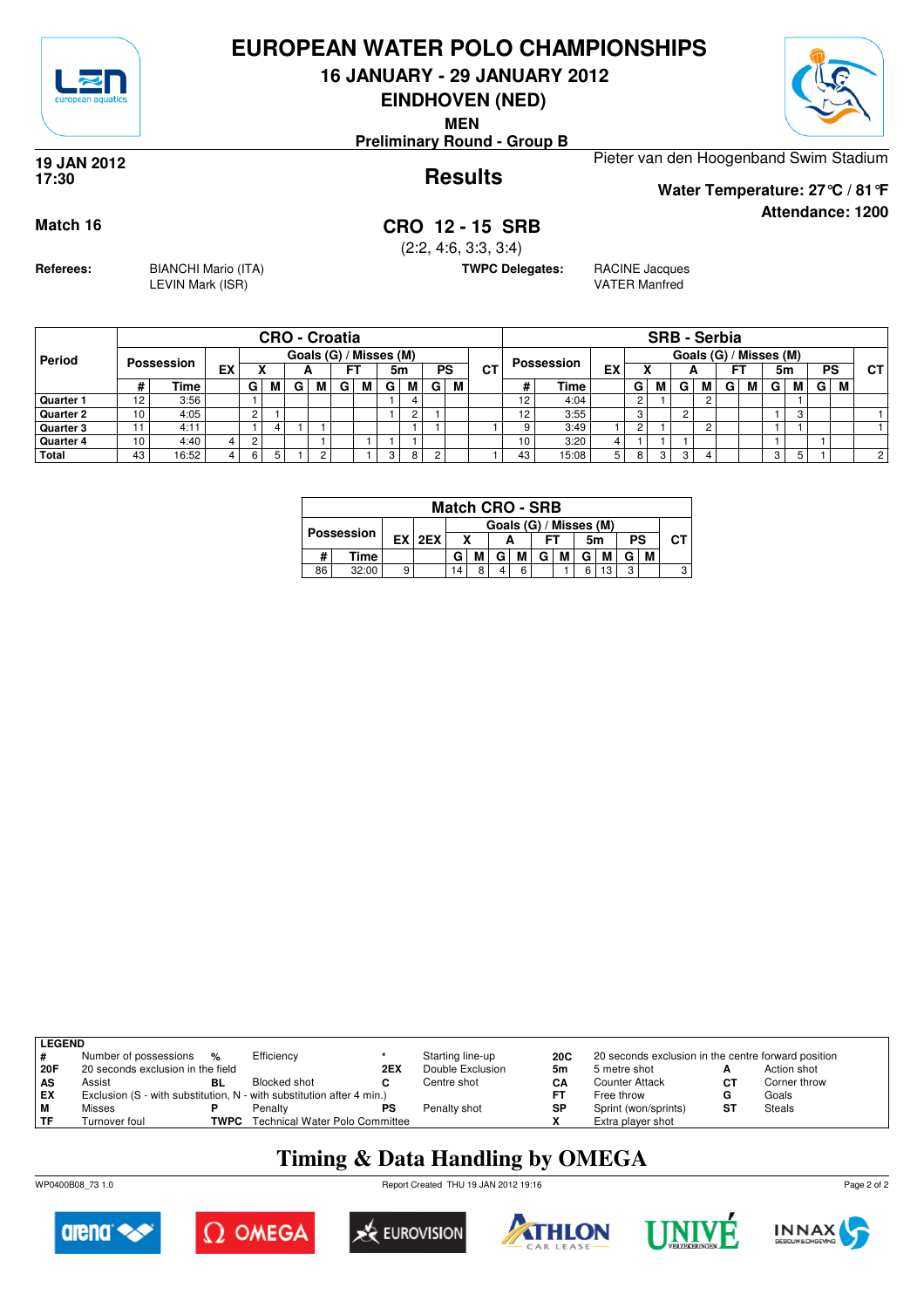# EUROPEAN WATER POLO CHAMPIONSHIPS

## 16 JANUARY - 29 JANUARY 2012

## EINDHOVEN (NED)

**MEN**

**Preliminary Round - Group B**

**19 JAN 2012**
**17:30**

Pieter van den Hoogenband Swim Stadium

# Results

**Water Temperature: 27°C / 81°F**

**Attendance: 1200**

**Match 16**

## CRO 12 - 15 SRB

(2:2, 4:6, 3:3, 3:4)

**Referees:** BIANCHI Mario (ITA), LEVIN Mark (ISR)

**TWPC Delegates:** RACINE Jacques, VATER Manfred

| Period | CRO - Croatia | | | | | | | | | | | | | | SRB - Serbia | | | | | | | | | | | | | |
|---|---|---|---|---|---|---|---|---|---|---|---|---|---|---|---|---|---|---|---|---|---|---|---|---|---|---|---|---|
| | Possession | | EX | Goals (G) / Misses (M) | | | | | | | | | | CT | Possession | | EX | Goals (G) / Misses (M) | | | | | | | | | | CT |
| | | | | X | | A | | FT | | 5m | | PS | | | | | | X | | A | | FT | | 5m | | PS | | |
| | # | Time | | G | M | G | M | G | M | G | M | G | M | | # | Time | | G | M | G | M | G | M | G | M | G | M | |
| Quarter 1 | 12 | 3:56 | | 1 | | | | | | 1 | 4 | | | | 12 | 4:04 | | 2 | 1 | | 2 | | | | 1 | | | |
| Quarter 2 | 10 | 4:05 | | 2 | 1 | | | | | 1 | 2 | 1 | | | 12 | 3:55 | | 3 | | 2 | | | | 1 | 3 | | | 1 |
| Quarter 3 | 11 | 4:11 | | 1 | 4 | 1 | 1 | | | | 1 | 1 | | 1 | 9 | 3:49 | 1 | 2 | 1 | | 2 | | | 1 | 1 | | | 1 |
| Quarter 4 | 10 | 4:40 | 4 | 2 | | | 1 | | 1 | 1 | 1 | | | | 10 | 3:20 | 4 | 1 | 1 | 1 | | | | 1 | | 1 | | |
| Total | 43 | 16:52 | 4 | 6 | 5 | 1 | 2 | | 1 | 3 | 8 | 2 | | 1 | 43 | 15:08 | 5 | 8 | 3 | 3 | 4 | | | 3 | 5 | 1 | | 2 |

| Match CRO - SRB | | | | | | | | | | | | | | |
|---|---|---|---|---|---|---|---|---|---|---|---|---|---|---|
| Possession | | EX | 2EX | Goals (G) / Misses (M) | | | | | | | | | | CT |
| | | | | X | | A | | FT | | 5m | | PS | | |
| # | Time | | | G | M | G | M | G | M | G | M | G | M | |
| 86 | 32:00 | 9 | | 14 | 8 | 4 | 6 | | 1 | 6 | 13 | 3 | | 3 |

**LEGEND**

| | | | | | | | |
|---|---|---|---|---|---|---|---|
| # | Number of possessions | % | Efficiency | * | Starting line-up | 20C | 20 seconds exclusion in the centre forward position |
| 20F | 20 seconds exclusion in the field | | | 2EX | Double Exclusion | 5m | 5 metre shot |
| AS | Assist | BL | Blocked shot | C | Centre shot | CA | Counter Attack |
| EX | Exclusion (S - with substitution, N - with substitution after 4 min.) | | | | | FT | Free throw |
| M | Misses | P | Penalty | PS | Penalty shot | SP | Sprint (won/sprints) |
| TF | Turnover foul | TWPC | Technical Water Polo Committee | | | X | Extra player shot |
| A | Action shot | CT | Corner throw | G | Goals | ST | Steals |

## Timing & Data Handling by OMEGA

WP0400B08_73 1.0 Report Created THU 19 JAN 2012 19:16